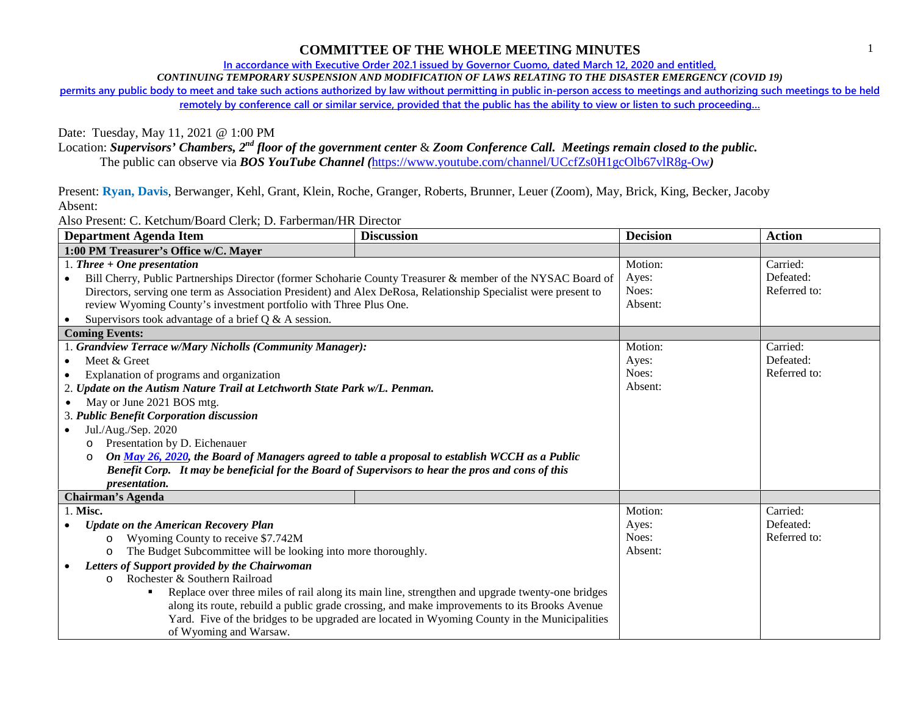# COMMITTEE OF THE WHOLE MEETING MINUTES

In accordance with Executive Order 202.1 issued by Governor Cuomo, dated March 12, 2020 and entitled,

*CONTINUING TEMPORARY SUSPENSION AND MODIFICATION OF LAWS RELATING TO THE DISASTER EMERGENCY (COVID 19)*

permits any public body to meet and take such actions authorized by law without permitting in public in-person access to meetings and authorizing such meetings to be held remotely by conference call or similar service, provided that the public has the ability to view or listen to such proceeding…

Date: Tuesday, May 11, 2021 @ 1:00 PM

Location: ***Supervisors' Chambers, 2nd floor of the government center*** & ***Zoom Conference Call. Meetings remain closed to the public.***
The public can observe via ***BOS YouTube Channel (***https://www.youtube.com/channel/UCcfZs0H1gcOlb67vlR8g-Ow***)***

Present: **Ryan, Davis**, Berwanger, Kehl, Grant, Klein, Roche, Granger, Roberts, Brunner, Leuer (Zoom), May, Brick, King, Becker, Jacoby

Absent:

Also Present: C. Ketchum/Board Clerk; D. Farberman/HR Director

| Department Agenda Item | Discussion | Decision | Action |
|---|---|---|---|
| **1:00 PM Treasurer's Office w/C. Mayer** | | | |
| 1. ***Three + One presentation***<br>• Bill Cherry, Public Partnerships Director (former Schoharie County Treasurer & member of the NYSAC Board of Directors, serving one term as Association President) and Alex DeRosa, Relationship Specialist were present to review Wyoming County's investment portfolio with Three Plus One.<br>• Supervisors took advantage of a brief Q & A session. | | Motion:<br>Ayes:<br>Noes:<br>Absent: | Carried:<br>Defeated:<br>Referred to: |
| **Coming Events:** | | | |
| 1. ***Grandview Terrace w/Mary Nicholls (Community Manager):***<br>• Meet & Greet<br>• Explanation of programs and organization<br>2. ***Update on the Autism Nature Trail at Letchworth State Park w/L. Penman.***<br>• May or June 2021 BOS mtg.<br>3. ***Public Benefit Corporation discussion***<br>• Jul./Aug./Sep. 2020<br>  o Presentation by D. Eichenauer<br>  o ***On May 26, 2020, the Board of Managers agreed to table a proposal to establish WCCH as a Public Benefit Corp. It may be beneficial for the Board of Supervisors to hear the pros and cons of this presentation.*** | | Motion:<br>Ayes:<br>Noes:<br>Absent: | Carried:<br>Defeated:<br>Referred to: |
| **Chairman's Agenda** | | | |
| 1. **Misc.**<br>• ***Update on the American Recovery Plan***<br>  o Wyoming County to receive $7.742M<br>  o The Budget Subcommittee will be looking into more thoroughly.<br>• ***Letters of Support provided by the Chairwoman***<br>  o Rochester & Southern Railroad<br>    ▪ Replace over three miles of rail along its main line, strengthen and upgrade twenty-one bridges along its route, rebuild a public grade crossing, and make improvements to its Brooks Avenue Yard. Five of the bridges to be upgraded are located in Wyoming County in the Municipalities of Wyoming and Warsaw. | | Motion:<br>Ayes:<br>Noes:<br>Absent: | Carried:<br>Defeated:<br>Referred to: |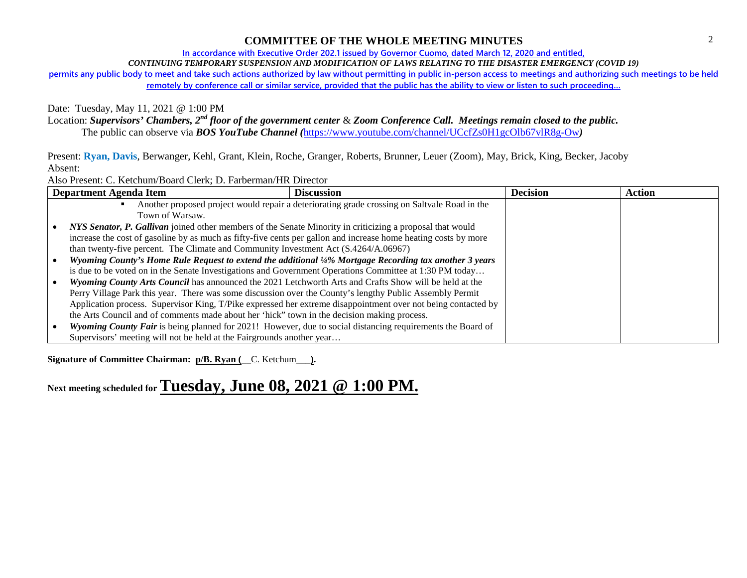# COMMITTEE OF THE WHOLE MEETING MINUTES

In accordance with Executive Order 202.1 issued by Governor Cuomo, dated March 12, 2020 and entitled,

*CONTINUING TEMPORARY SUSPENSION AND MODIFICATION OF LAWS RELATING TO THE DISASTER EMERGENCY (COVID 19)*

permits any public body to meet and take such actions authorized by law without permitting in public in-person access to meetings and authorizing such meetings to be held remotely by conference call or similar service, provided that the public has the ability to view or listen to such proceeding…

Date: Tuesday, May 11, 2021 @ 1:00 PM

Location: ***Supervisors' Chambers, 2nd floor of the government center*** & ***Zoom Conference Call. Meetings remain closed to the public.*** The public can observe via ***BOS YouTube Channel (***https://www.youtube.com/channel/UCcfZs0H1gcOlb67vlR8g-Ow***)***

Present: **Ryan, Davis**, Berwanger, Kehl, Grant, Klein, Roche, Granger, Roberts, Brunner, Leuer (Zoom), May, Brick, King, Becker, Jacoby

Absent:

Also Present: C. Ketchum/Board Clerk; D. Farberman/HR Director

| Department Agenda Item | Discussion | Decision | Action |
|---|---|---|---|
| ▪ Another proposed project would repair a deteriorating grade crossing on Saltvale Road in the Town of Warsaw.<br>• ***NYS Senator, P. Gallivan*** joined other members of the Senate Minority in criticizing a proposal that would increase the cost of gasoline by as much as fifty-five cents per gallon and increase home heating costs by more than twenty-five percent. The Climate and Community Investment Act (S.4264/A.06967)<br>• ***Wyoming County's Home Rule Request to extend the additional ¼% Mortgage Recording tax another 3 years*** is due to be voted on in the Senate Investigations and Government Operations Committee at 1:30 PM today…<br>• ***Wyoming County Arts Council*** has announced the 2021 Letchworth Arts and Crafts Show will be held at the Perry Village Park this year. There was some discussion over the County's lengthy Public Assembly Permit Application process. Supervisor King, T/Pike expressed her extreme disappointment over not being contacted by the Arts Council and of comments made about her 'hick" town in the decision making process.<br>• ***Wyoming County Fair*** is being planned for 2021! However, due to social distancing requirements the Board of Supervisors' meeting will not be held at the Fairgrounds another year… | | | |

**Signature of Committee Chairman: p/B. Ryan (\_\_C. Ketchum\_\_\_).**

**Next meeting scheduled for Tuesday, June 08, 2021 @ 1:00 PM.**